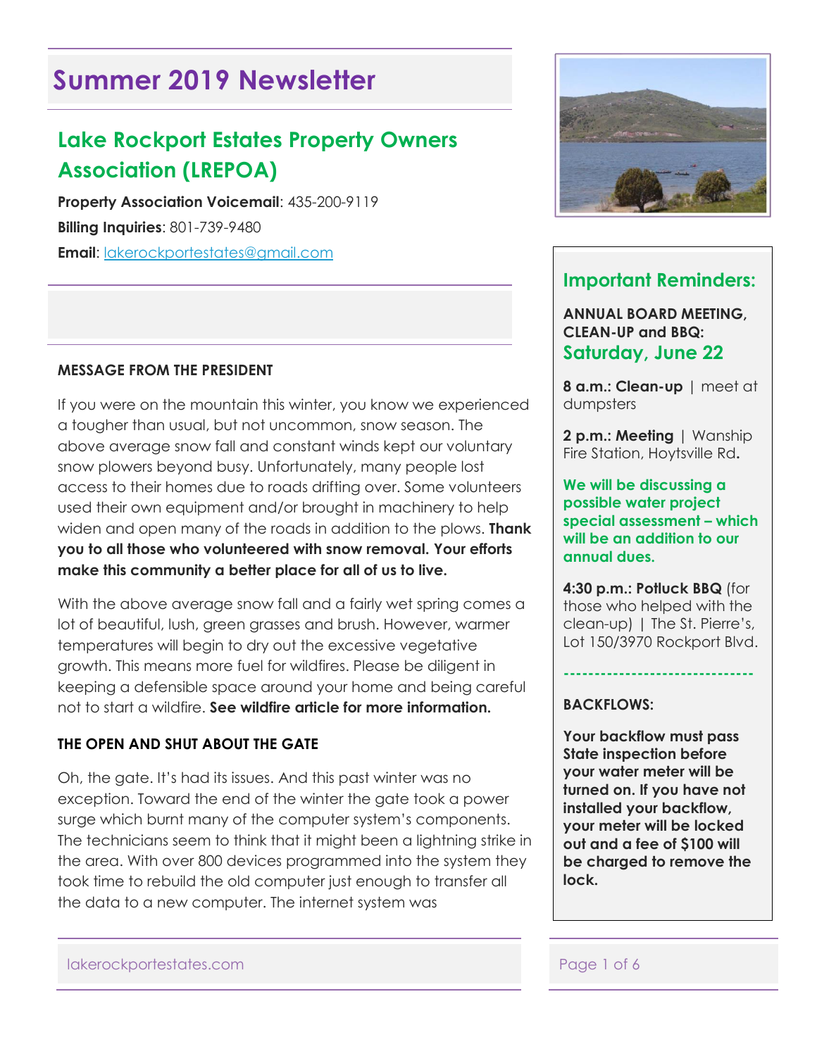# Summer 2019 Newsletter

## Lake Rockport Estates Property Owners Association (LREPOA)

**Property Association Voicemail**: 435-200-9119

**Billing Inquiries**: 801-739-9480

**Email**: lakerockportestates@gmail.com

### MESSAGE FROM THE PRESIDENT

If you were on the mountain this winter, you know we experienced a tougher than usual, but not uncommon, snow season. The above average snow fall and constant winds kept our voluntary snow plowers beyond busy. Unfortunately, many people lost access to their homes due to roads drifting over. Some volunteers used their own equipment and/or brought in machinery to help widen and open many of the roads in addition to the plows. **Thank you to all those who volunteered with snow removal. Your efforts make this community a better place for all of us to live.**

With the above average snow fall and a fairly wet spring comes a lot of beautiful, lush, green grasses and brush. However, warmer temperatures will begin to dry out the excessive vegetative growth. This means more fuel for wildfires. Please be diligent in keeping a defensible space around your home and being careful not to start a wildfire. **See wildfire article for more information.**

### THE OPEN AND SHUT ABOUT THE GATE

Oh, the gate. It's had its issues. And this past winter was no exception. Toward the end of the winter the gate took a power surge which burnt many of the computer system's components. The technicians seem to think that it might been a lightning strike in the area. With over 800 devices programmed into the system they took time to rebuild the old computer just enough to transfer all the data to a new computer. The internet system was

## Important Reminders:

**ANNUAL BOARD MEETING, CLEAN-UP and BBQ:**

**Saturday, June 22**

**8 a.m.: Clean-up** | meet at dumpsters

**2 p.m.: Meeting** | Wanship Fire Station, Hoytsville Rd.

**We will be discussing a possible water project special assessment – which will be an addition to our annual dues.**

**4:30 p.m.: Potluck BBQ** (for those who helped with the clean-up) | The St. Pierre's, Lot 150/3970 Rockport Blvd.

-----------------------------

**BACKFLOWS:**

**Your backflow must pass State inspection before your water meter will be turned on. If you have not installed your backflow, your meter will be locked out and a fee of $100 will be charged to remove the lock.**

lakerockportestates.com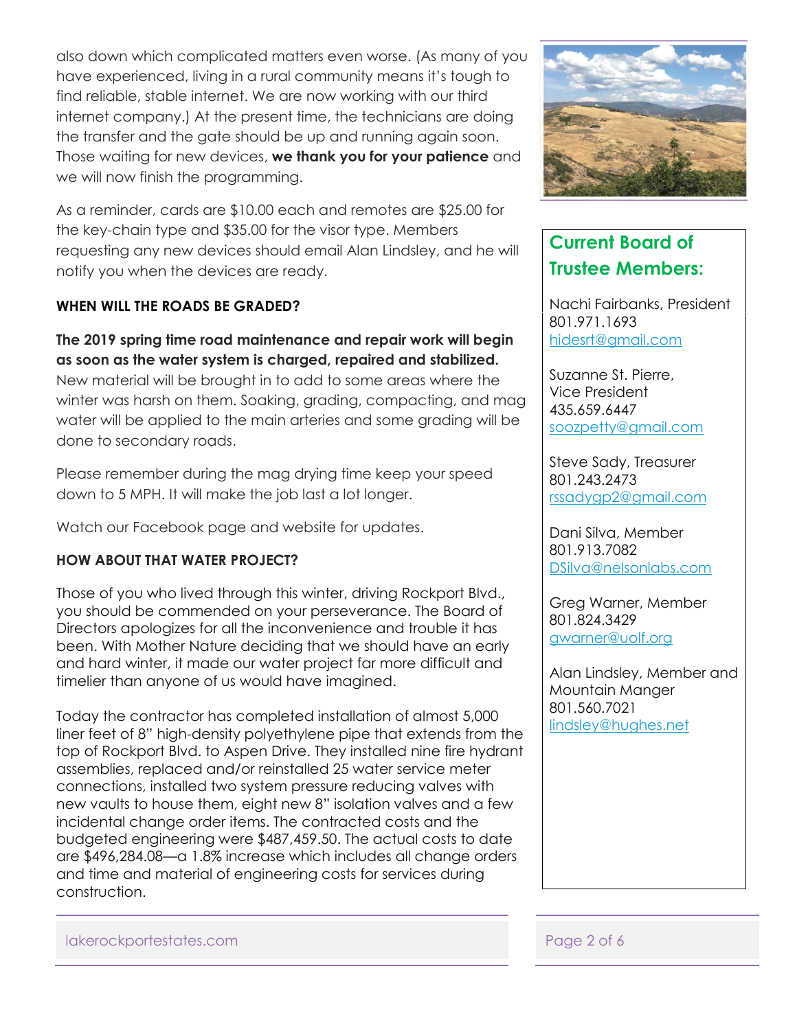also down which complicated matters even worse. (As many of you have experienced, living in a rural community means it's tough to find reliable, stable internet. We are now working with our third internet company.) At the present time, the technicians are doing the transfer and the gate should be up and running again soon. Those waiting for new devices, **we thank you for your patience** and we will now finish the programming.

As a reminder, cards are $10.00 each and remotes are $25.00 for the key-chain type and $35.00 for the visor type. Members requesting any new devices should email Alan Lindsley, and he will notify you when the devices are ready.

**WHEN WILL THE ROADS BE GRADED?**

**The 2019 spring time road maintenance and repair work will begin as soon as the water system is charged, repaired and stabilized.** New material will be brought in to add to some areas where the winter was harsh on them. Soaking, grading, compacting, and mag water will be applied to the main arteries and some grading will be done to secondary roads.

Please remember during the mag drying time keep your speed down to 5 MPH. It will make the job last a lot longer.

Watch our Facebook page and website for updates.

**HOW ABOUT THAT WATER PROJECT?**

Those of you who lived through this winter, driving Rockport Blvd., you should be commended on your perseverance. The Board of Directors apologizes for all the inconvenience and trouble it has been. With Mother Nature deciding that we should have an early and hard winter, it made our water project far more difficult and timelier than anyone of us would have imagined.

Today the contractor has completed installation of almost 5,000 liner feet of 8" high-density polyethylene pipe that extends from the top of Rockport Blvd. to Aspen Drive. They installed nine fire hydrant assemblies, replaced and/or reinstalled 25 water service meter connections, installed two system pressure reducing valves with new vaults to house them, eight new 8" isolation valves and a few incidental change order items. The contracted costs and the budgeted engineering were $487,459.50. The actual costs to date are $496,284.08—a 1.8% increase which includes all change orders and time and material of engineering costs for services during construction.

## Current Board of Trustee Members:

Nachi Fairbanks, President
801.971.1693
hidesrt@gmail.com

Suzanne St. Pierre,
Vice President
435.659.6447
soozpetty@gmail.com

Steve Sady, Treasurer
801.243.2473
rssadygp2@gmail.com

Dani Silva, Member
801.913.7082
DSilva@nelsonlabs.com

Greg Warner, Member
801.824.3429
gwarner@uolf.org

Alan Lindsley, Member and Mountain Manger
801.560.7021
lindsley@hughes.net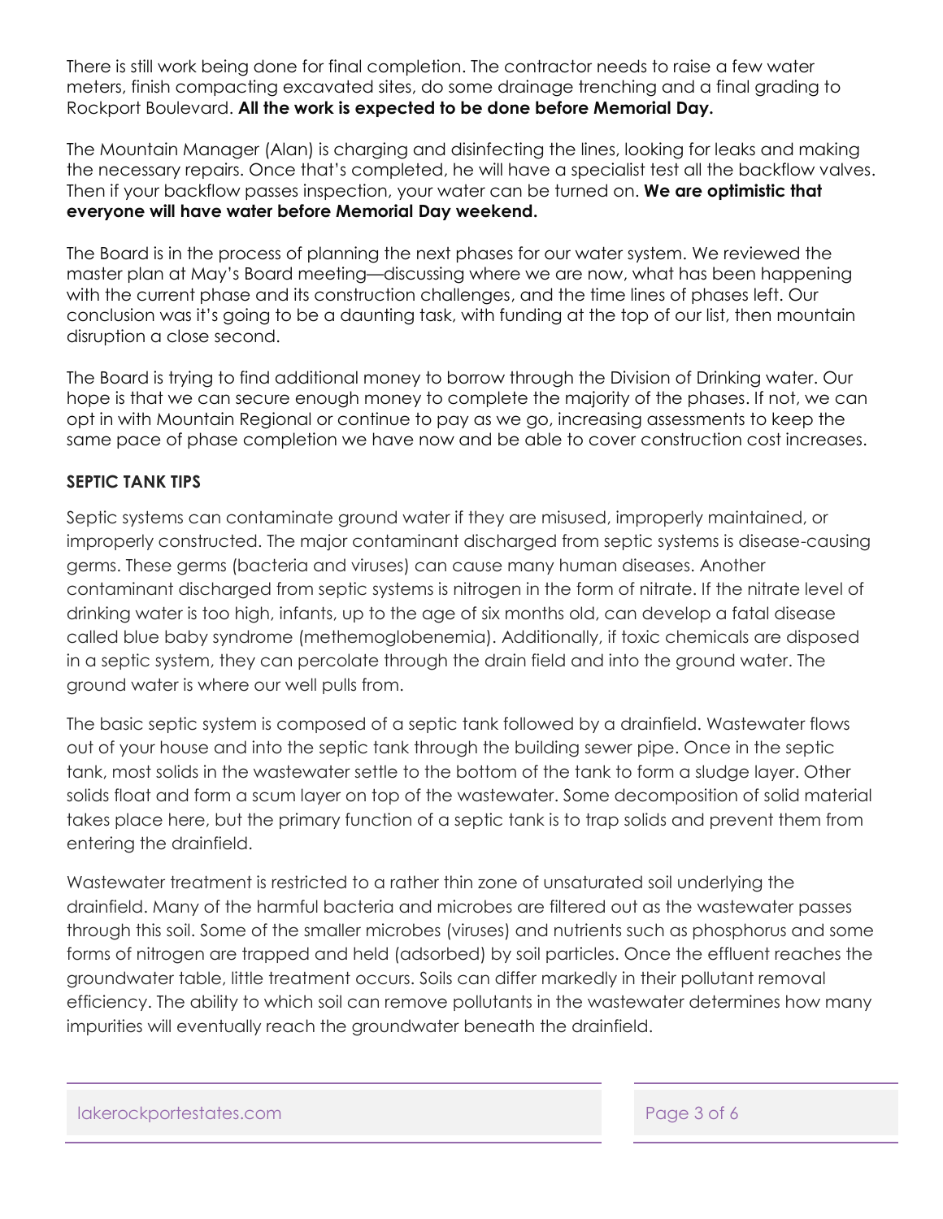There is still work being done for final completion. The contractor needs to raise a few water meters, finish compacting excavated sites, do some drainage trenching and a final grading to Rockport Boulevard. **All the work is expected to be done before Memorial Day.**

The Mountain Manager (Alan) is charging and disinfecting the lines, looking for leaks and making the necessary repairs. Once that's completed, he will have a specialist test all the backflow valves. Then if your backflow passes inspection, your water can be turned on. **We are optimistic that everyone will have water before Memorial Day weekend.**

The Board is in the process of planning the next phases for our water system. We reviewed the master plan at May's Board meeting—discussing where we are now, what has been happening with the current phase and its construction challenges, and the time lines of phases left. Our conclusion was it's going to be a daunting task, with funding at the top of our list, then mountain disruption a close second.

The Board is trying to find additional money to borrow through the Division of Drinking water. Our hope is that we can secure enough money to complete the majority of the phases. If not, we can opt in with Mountain Regional or continue to pay as we go, increasing assessments to keep the same pace of phase completion we have now and be able to cover construction cost increases.

**SEPTIC TANK TIPS**

Septic systems can contaminate ground water if they are misused, improperly maintained, or improperly constructed. The major contaminant discharged from septic systems is disease-causing germs. These germs (bacteria and viruses) can cause many human diseases. Another contaminant discharged from septic systems is nitrogen in the form of nitrate. If the nitrate level of drinking water is too high, infants, up to the age of six months old, can develop a fatal disease called blue baby syndrome (methemoglobenemia). Additionally, if toxic chemicals are disposed in a septic system, they can percolate through the drain field and into the ground water. The ground water is where our well pulls from.

The basic septic system is composed of a septic tank followed by a drainfield. Wastewater flows out of your house and into the septic tank through the building sewer pipe. Once in the septic tank, most solids in the wastewater settle to the bottom of the tank to form a sludge layer. Other solids float and form a scum layer on top of the wastewater. Some decomposition of solid material takes place here, but the primary function of a septic tank is to trap solids and prevent them from entering the drainfield.

Wastewater treatment is restricted to a rather thin zone of unsaturated soil underlying the drainfield. Many of the harmful bacteria and microbes are filtered out as the wastewater passes through this soil. Some of the smaller microbes (viruses) and nutrients such as phosphorus and some forms of nitrogen are trapped and held (adsorbed) by soil particles. Once the effluent reaches the groundwater table, little treatment occurs. Soils can differ markedly in their pollutant removal efficiency. The ability to which soil can remove pollutants in the wastewater determines how many impurities will eventually reach the groundwater beneath the drainfield.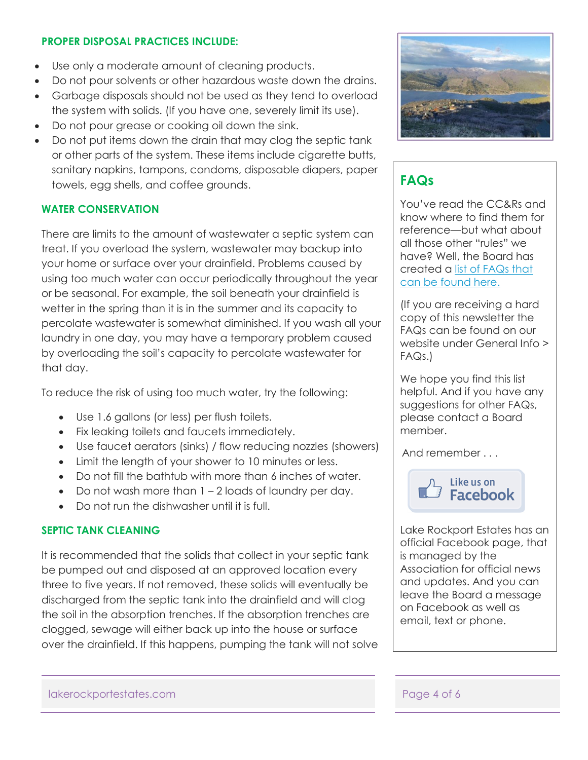### PROPER DISPOSAL PRACTICES INCLUDE:

- Use only a moderate amount of cleaning products.
- Do not pour solvents or other hazardous waste down the drains.
- Garbage disposals should not be used as they tend to overload the system with solids. (If you have one, severely limit its use).
- Do not pour grease or cooking oil down the sink.
- Do not put items down the drain that may clog the septic tank or other parts of the system. These items include cigarette butts, sanitary napkins, tampons, condoms, disposable diapers, paper towels, egg shells, and coffee grounds.

### WATER CONSERVATION

There are limits to the amount of wastewater a septic system can treat. If you overload the system, wastewater may backup into your home or surface over your drainfield. Problems caused by using too much water can occur periodically throughout the year or be seasonal. For example, the soil beneath your drainfield is wetter in the spring than it is in the summer and its capacity to percolate wastewater is somewhat diminished. If you wash all your laundry in one day, you may have a temporary problem caused by overloading the soil's capacity to percolate wastewater for that day.

To reduce the risk of using too much water, try the following:

- Use 1.6 gallons (or less) per flush toilets.
- Fix leaking toilets and faucets immediately.
- Use faucet aerators (sinks) / flow reducing nozzles (showers)
- Limit the length of your shower to 10 minutes or less.
- Do not fill the bathtub with more than 6 inches of water.
- Do not wash more than 1 – 2 loads of laundry per day.
- Do not run the dishwasher until it is full.

### SEPTIC TANK CLEANING

It is recommended that the solids that collect in your septic tank be pumped out and disposed at an approved location every three to five years. If not removed, these solids will eventually be discharged from the septic tank into the drainfield and will clog the soil in the absorption trenches. If the absorption trenches are clogged, sewage will either back up into the house or surface over the drainfield. If this happens, pumping the tank will not solve

## FAQs

You've read the CC&Rs and know where to find them for reference—but what about all those other "rules" we have? Well, the Board has created a list of FAQs that can be found here.

(If you are receiving a hard copy of this newsletter the FAQs can be found on our website under General Info > FAQs.)

We hope you find this list helpful. And if you have any suggestions for other FAQs, please contact a Board member.

And remember . . .

Like us on Facebook

Lake Rockport Estates has an official Facebook page, that is managed by the Association for official news and updates. And you can leave the Board a message on Facebook as well as email, text or phone.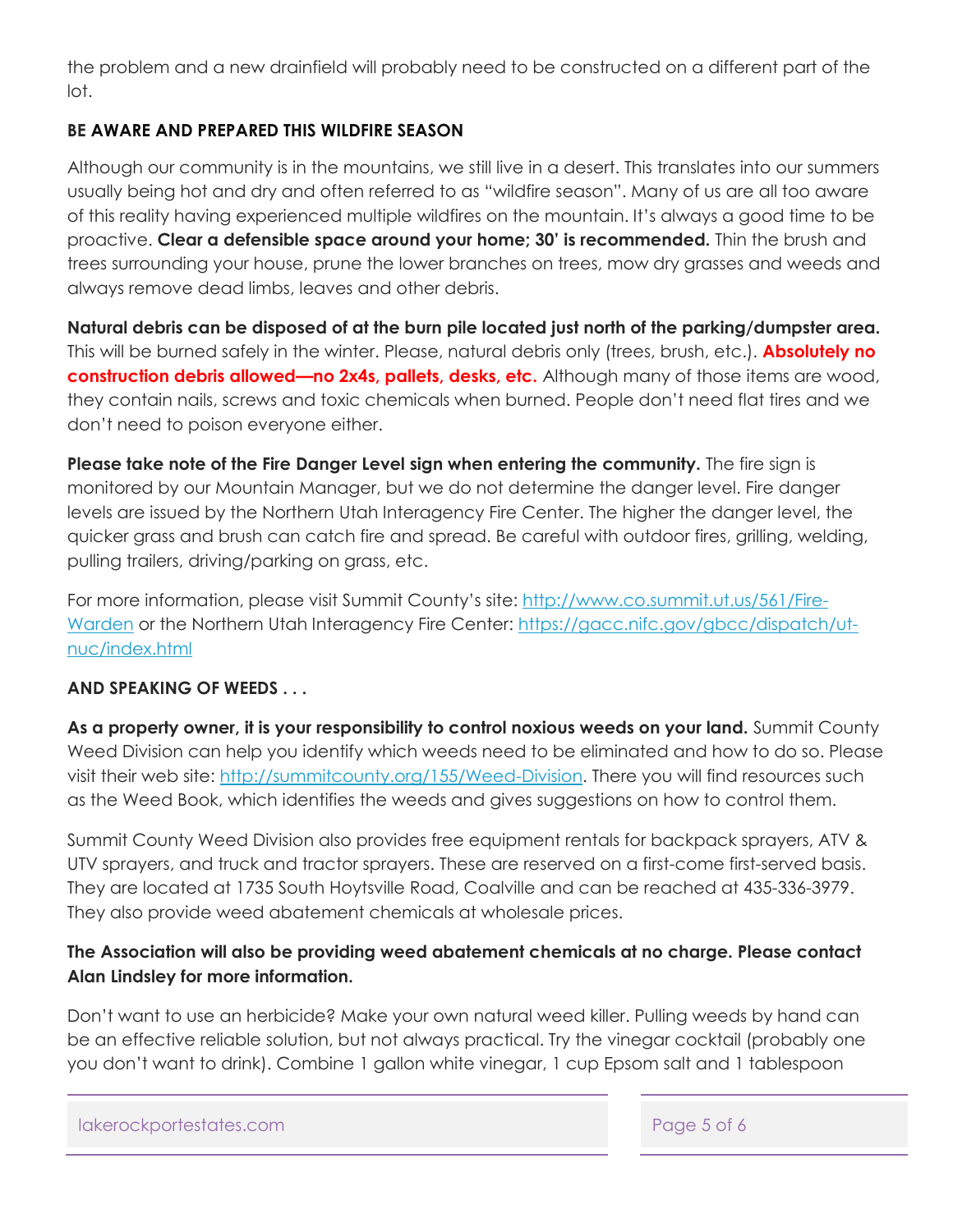the problem and a new drainfield will probably need to be constructed on a different part of the lot.

**BE AWARE AND PREPARED THIS WILDFIRE SEASON**

Although our community is in the mountains, we still live in a desert. This translates into our summers usually being hot and dry and often referred to as "wildfire season". Many of us are all too aware of this reality having experienced multiple wildfires on the mountain. It's always a good time to be proactive. **Clear a defensible space around your home; 30' is recommended.** Thin the brush and trees surrounding your house, prune the lower branches on trees, mow dry grasses and weeds and always remove dead limbs, leaves and other debris.

**Natural debris can be disposed of at the burn pile located just north of the parking/dumpster area.** This will be burned safely in the winter. Please, natural debris only (trees, brush, etc.). **Absolutely no construction debris allowed—no 2x4s, pallets, desks, etc.** Although many of those items are wood, they contain nails, screws and toxic chemicals when burned. People don't need flat tires and we don't need to poison everyone either.

**Please take note of the Fire Danger Level sign when entering the community.** The fire sign is monitored by our Mountain Manager, but we do not determine the danger level. Fire danger levels are issued by the Northern Utah Interagency Fire Center. The higher the danger level, the quicker grass and brush can catch fire and spread. Be careful with outdoor fires, grilling, welding, pulling trailers, driving/parking on grass, etc.

For more information, please visit Summit County's site: http://www.co.summit.ut.us/561/Fire-Warden or the Northern Utah Interagency Fire Center: https://gacc.nifc.gov/gbcc/dispatch/ut-nuc/index.html

**AND SPEAKING OF WEEDS . . .**

**As a property owner, it is your responsibility to control noxious weeds on your land.** Summit County Weed Division can help you identify which weeds need to be eliminated and how to do so. Please visit their web site: http://summitcounty.org/155/Weed-Division. There you will find resources such as the Weed Book, which identifies the weeds and gives suggestions on how to control them.

Summit County Weed Division also provides free equipment rentals for backpack sprayers, ATV & UTV sprayers, and truck and tractor sprayers. These are reserved on a first-come first-served basis. They are located at 1735 South Hoytsville Road, Coalville and can be reached at 435-336-3979. They also provide weed abatement chemicals at wholesale prices.

**The Association will also be providing weed abatement chemicals at no charge. Please contact Alan Lindsley for more information.**

Don't want to use an herbicide? Make your own natural weed killer. Pulling weeds by hand can be an effective reliable solution, but not always practical. Try the vinegar cocktail (probably one you don't want to drink). Combine 1 gallon white vinegar, 1 cup Epsom salt and 1 tablespoon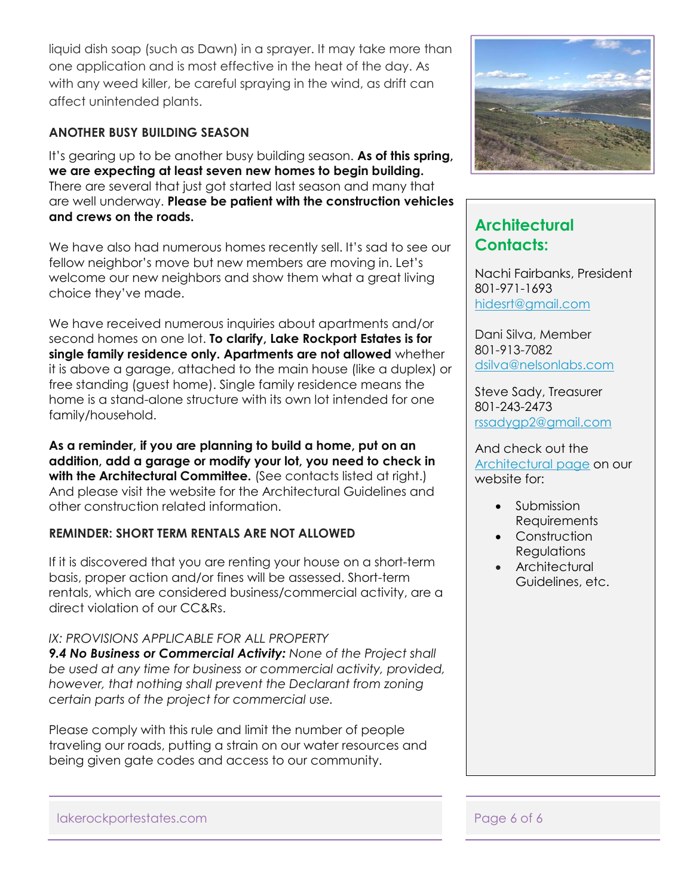liquid dish soap (such as Dawn) in a sprayer. It may take more than one application and is most effective in the heat of the day. As with any weed killer, be careful spraying in the wind, as drift can affect unintended plants.

### ANOTHER BUSY BUILDING SEASON

It's gearing up to be another busy building season. **As of this spring, we are expecting at least seven new homes to begin building.** There are several that just got started last season and many that are well underway. **Please be patient with the construction vehicles and crews on the roads.**

We have also had numerous homes recently sell. It's sad to see our fellow neighbor's move but new members are moving in. Let's welcome our new neighbors and show them what a great living choice they've made.

We have received numerous inquiries about apartments and/or second homes on one lot. **To clarify, Lake Rockport Estates is for single family residence only. Apartments are not allowed** whether it is above a garage, attached to the main house (like a duplex) or free standing (guest home). Single family residence means the home is a stand-alone structure with its own lot intended for one family/household.

**As a reminder, if you are planning to build a home, put on an addition, add a garage or modify your lot, you need to check in with the Architectural Committee.** (See contacts listed at right.) And please visit the website for the Architectural Guidelines and other construction related information.

### REMINDER: SHORT TERM RENTALS ARE NOT ALLOWED

If it is discovered that you are renting your house on a short-term basis, proper action and/or fines will be assessed. Short-term rentals, which are considered business/commercial activity, are a direct violation of our CC&Rs.

*IX: PROVISIONS APPLICABLE FOR ALL PROPERTY*
***9.4 No Business or Commercial Activity:*** *None of the Project shall be used at any time for business or commercial activity, provided, however, that nothing shall prevent the Declarant from zoning certain parts of the project for commercial use.*

Please comply with this rule and limit the number of people traveling our roads, putting a strain on our water resources and being given gate codes and access to our community.

## Architectural Contacts:

Nachi Fairbanks, President
801-971-1693
hidesrt@gmail.com

Dani Silva, Member
801-913-7082
dsilva@nelsonlabs.com

Steve Sady, Treasurer
801-243-2473
rssadygp2@gmail.com

And check out the Architectural page on our website for:

- Submission Requirements
- Construction Regulations
- Architectural Guidelines, etc.